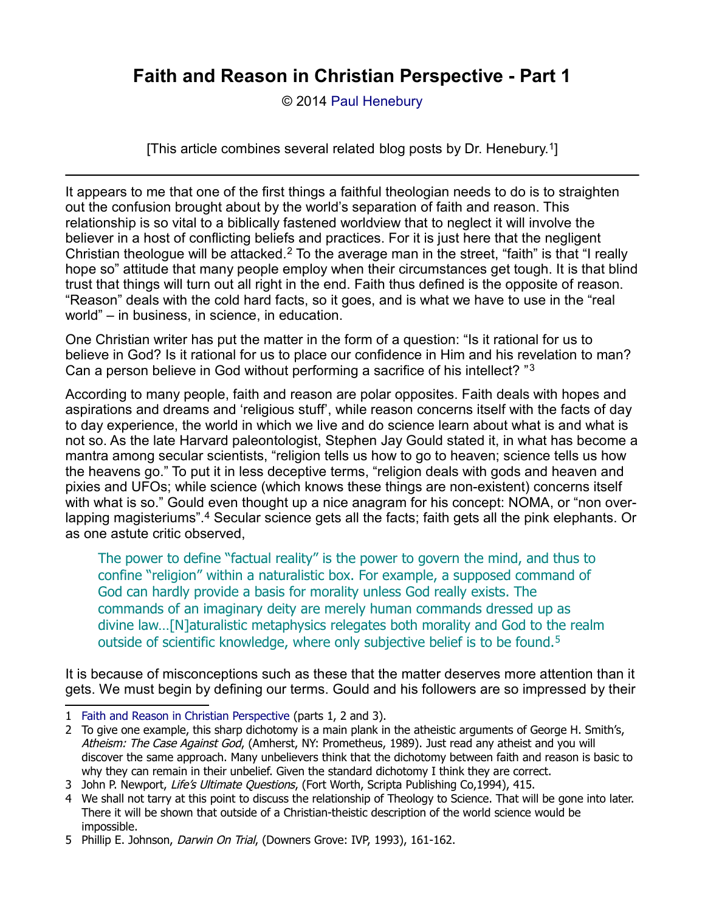# Faith and Reason in Christian Perspective - Part 1

© 2014 Paul Henebury

[This article combines several related blog posts by Dr. Henebury.[1]]

---

It appears to me that one of the first things a faithful theologian needs to do is to straighten out the confusion brought about by the world's separation of faith and reason. This relationship is so vital to a biblically fastened worldview that to neglect it will involve the believer in a host of conflicting beliefs and practices. For it is just here that the negligent Christian theologue will be attacked.[2] To the average man in the street, "faith" is that "I really hope so" attitude that many people employ when their circumstances get tough. It is that blind trust that things will turn out all right in the end. Faith thus defined is the opposite of reason. "Reason" deals with the cold hard facts, so it goes, and is what we have to use in the "real world" – in business, in science, in education.

One Christian writer has put the matter in the form of a question: "Is it rational for us to believe in God? Is it rational for us to place our confidence in Him and his revelation to man? Can a person believe in God without performing a sacrifice of his intellect? "[3]

According to many people, faith and reason are polar opposites. Faith deals with hopes and aspirations and dreams and 'religious stuff', while reason concerns itself with the facts of day to day experience, the world in which we live and do science learn about what is and what is not so. As the late Harvard paleontologist, Stephen Jay Gould stated it, in what has become a mantra among secular scientists, "religion tells us how to go to heaven; science tells us how the heavens go." To put it in less deceptive terms, "religion deals with gods and heaven and pixies and UFOs; while science (which knows these things are non-existent) concerns itself with what is so." Gould even thought up a nice anagram for his concept: NOMA, or "non over-lapping magisteriums".[4] Secular science gets all the facts; faith gets all the pink elephants. Or as one astute critic observed,

> The power to define "factual reality" is the power to govern the mind, and thus to confine "religion" within a naturalistic box. For example, a supposed command of God can hardly provide a basis for morality unless God really exists. The commands of an imaginary deity are merely human commands dressed up as divine law…[N]aturalistic metaphysics relegates both morality and God to the realm outside of scientific knowledge, where only subjective belief is to be found.[5]

It is because of misconceptions such as these that the matter deserves more attention than it gets. We must begin by defining our terms. Gould and his followers are so impressed by their

---

1 Faith and Reason in Christian Perspective (parts 1, 2 and 3).

2 To give one example, this sharp dichotomy is a main plank in the atheistic arguments of George H. Smith's, *Atheism: The Case Against God*, (Amherst, NY: Prometheus, 1989). Just read any atheist and you will discover the same approach. Many unbelievers think that the dichotomy between faith and reason is basic to why they can remain in their unbelief. Given the standard dichotomy I think they are correct.

3 John P. Newport, *Life's Ultimate Questions*, (Fort Worth, Scripta Publishing Co,1994), 415.

4 We shall not tarry at this point to discuss the relationship of Theology to Science. That will be gone into later. There it will be shown that outside of a Christian-theistic description of the world science would be impossible.

5 Phillip E. Johnson, *Darwin On Trial*, (Downers Grove: IVP, 1993), 161-162.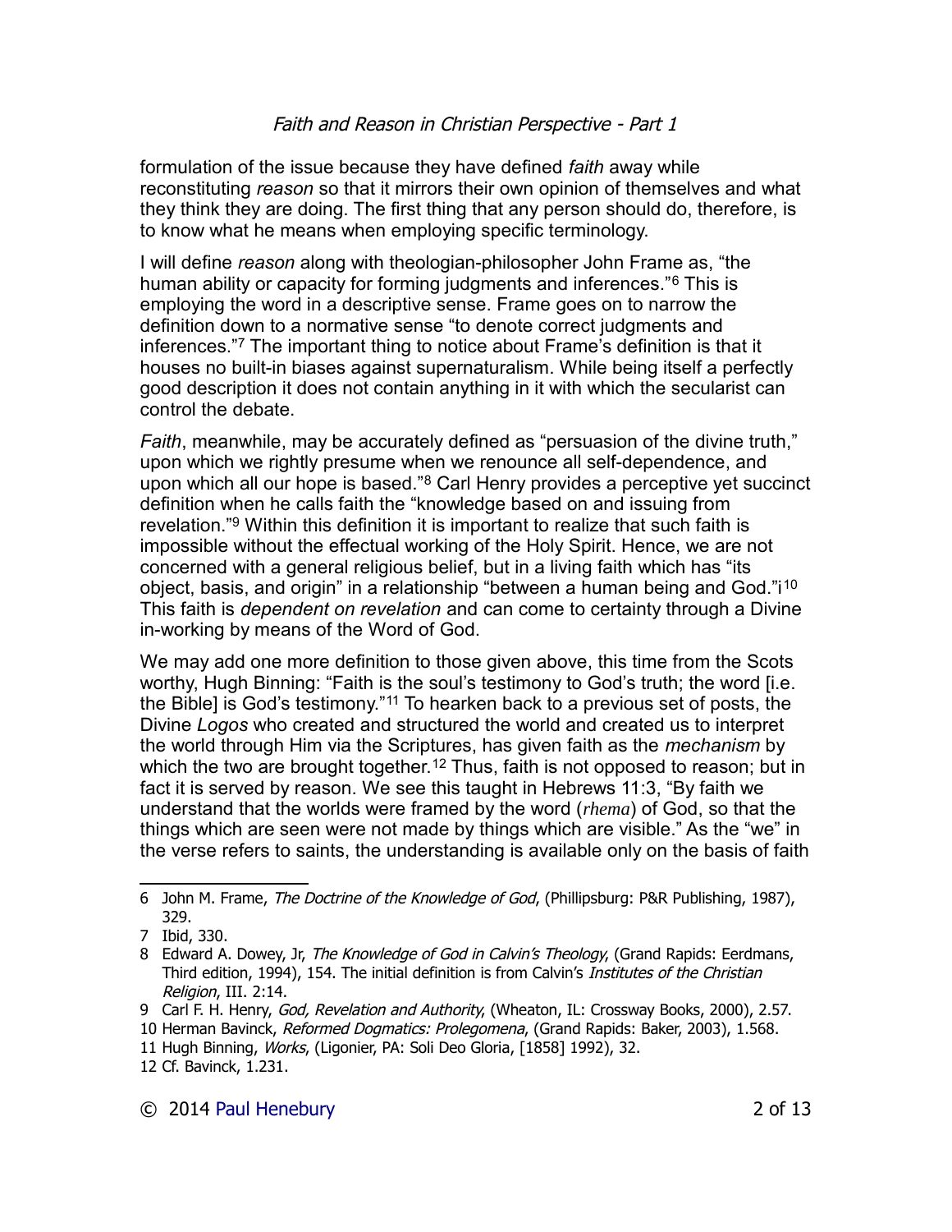formulation of the issue because they have defined *faith* away while reconstituting *reason* so that it mirrors their own opinion of themselves and what they think they are doing. The first thing that any person should do, therefore, is to know what he means when employing specific terminology.

I will define *reason* along with theologian-philosopher John Frame as, "the human ability or capacity for forming judgments and inferences."[6] This is employing the word in a descriptive sense. Frame goes on to narrow the definition down to a normative sense "to denote correct judgments and inferences."[7] The important thing to notice about Frame's definition is that it houses no built-in biases against supernaturalism. While being itself a perfectly good description it does not contain anything in it with which the secularist can control the debate.

*Faith*, meanwhile, may be accurately defined as "persuasion of the divine truth," upon which we rightly presume when we renounce all self-dependence, and upon which all our hope is based."[8] Carl Henry provides a perceptive yet succinct definition when he calls faith the "knowledge based on and issuing from revelation."[9] Within this definition it is important to realize that such faith is impossible without the effectual working of the Holy Spirit. Hence, we are not concerned with a general religious belief, but in a living faith which has "its object, basis, and origin" in a relationship "between a human being and God."i[10] This faith is *dependent on revelation* and can come to certainty through a Divine in-working by means of the Word of God.

We may add one more definition to those given above, this time from the Scots worthy, Hugh Binning: "Faith is the soul's testimony to God's truth; the word [i.e. the Bible] is God's testimony."[11] To hearken back to a previous set of posts, the Divine *Logos* who created and structured the world and created us to interpret the world through Him via the Scriptures, has given faith as the *mechanism* by which the two are brought together.[12] Thus, faith is not opposed to reason; but in fact it is served by reason. We see this taught in Hebrews 11:3, "By faith we understand that the worlds were framed by the word (*rhema*) of God, so that the things which are seen were not made by things which are visible." As the "we" in the verse refers to saints, the understanding is available only on the basis of faith

---

6 John M. Frame, *The Doctrine of the Knowledge of God*, (Phillipsburg: P&R Publishing, 1987), 329.

7 Ibid, 330.

8 Edward A. Dowey, Jr, *The Knowledge of God in Calvin's Theology*, (Grand Rapids: Eerdmans, Third edition, 1994), 154. The initial definition is from Calvin's *Institutes of the Christian Religion*, III. 2:14.

9 Carl F. H. Henry, *God, Revelation and Authority*, (Wheaton, IL: Crossway Books, 2000), 2.57.

10 Herman Bavinck, *Reformed Dogmatics: Prolegomena*, (Grand Rapids: Baker, 2003), 1.568.

11 Hugh Binning, *Works*, (Ligonier, PA: Soli Deo Gloria, [1858] 1992), 32.

12 Cf. Bavinck, 1.231.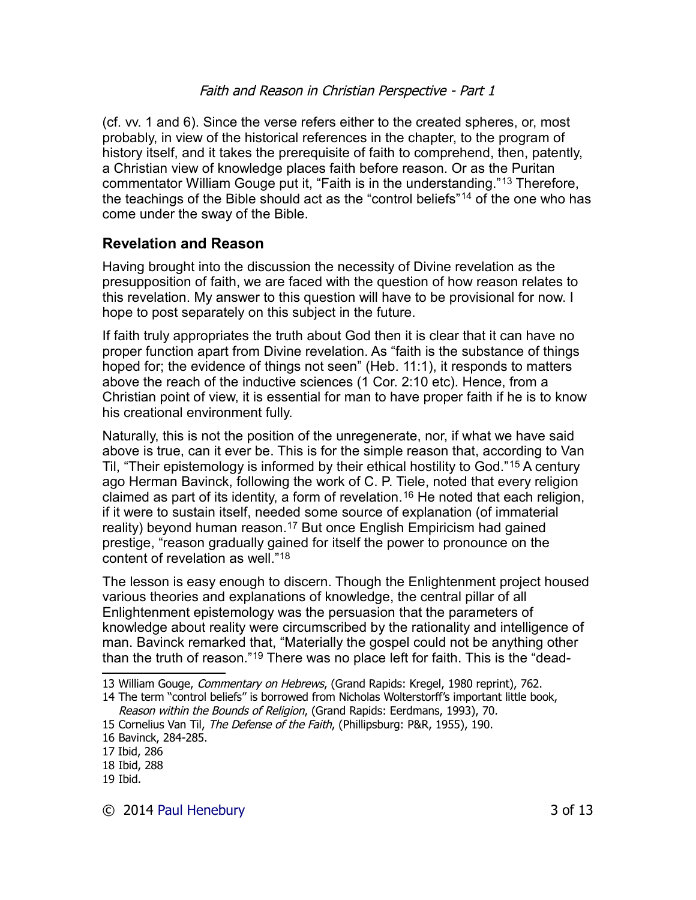(cf. vv. 1 and 6). Since the verse refers either to the created spheres, or, most probably, in view of the historical references in the chapter, to the program of history itself, and it takes the prerequisite of faith to comprehend, then, patently, a Christian view of knowledge places faith before reason. Or as the Puritan commentator William Gouge put it, "Faith is in the understanding."[13] Therefore, the teachings of the Bible should act as the "control beliefs"[14] of the one who has come under the sway of the Bible.

## Revelation and Reason

Having brought into the discussion the necessity of Divine revelation as the presupposition of faith, we are faced with the question of how reason relates to this revelation. My answer to this question will have to be provisional for now. I hope to post separately on this subject in the future.

If faith truly appropriates the truth about God then it is clear that it can have no proper function apart from Divine revelation. As "faith is the substance of things hoped for; the evidence of things not seen" (Heb. 11:1), it responds to matters above the reach of the inductive sciences (1 Cor. 2:10 etc). Hence, from a Christian point of view, it is essential for man to have proper faith if he is to know his creational environment fully.

Naturally, this is not the position of the unregenerate, nor, if what we have said above is true, can it ever be. This is for the simple reason that, according to Van Til, "Their epistemology is informed by their ethical hostility to God."[15] A century ago Herman Bavinck, following the work of C. P. Tiele, noted that every religion claimed as part of its identity, a form of revelation.[16] He noted that each religion, if it were to sustain itself, needed some source of explanation (of immaterial reality) beyond human reason.[17] But once English Empiricism had gained prestige, "reason gradually gained for itself the power to pronounce on the content of revelation as well."[18]

The lesson is easy enough to discern. Though the Enlightenment project housed various theories and explanations of knowledge, the central pillar of all Enlightenment epistemology was the persuasion that the parameters of knowledge about reality were circumscribed by the rationality and intelligence of man. Bavinck remarked that, "Materially the gospel could not be anything other than the truth of reason."[19] There was no place left for faith. This is the "dead-

---

13 William Gouge, *Commentary on Hebrews*, (Grand Rapids: Kregel, 1980 reprint), 762.

14 The term "control beliefs" is borrowed from Nicholas Wolterstorff's important little book, *Reason within the Bounds of Religion*, (Grand Rapids: Eerdmans, 1993), 70.

15 Cornelius Van Til, *The Defense of the Faith*, (Phillipsburg: P&R, 1955), 190.

16 Bavinck, 284-285.

17 Ibid, 286

18 Ibid, 288

19 Ibid.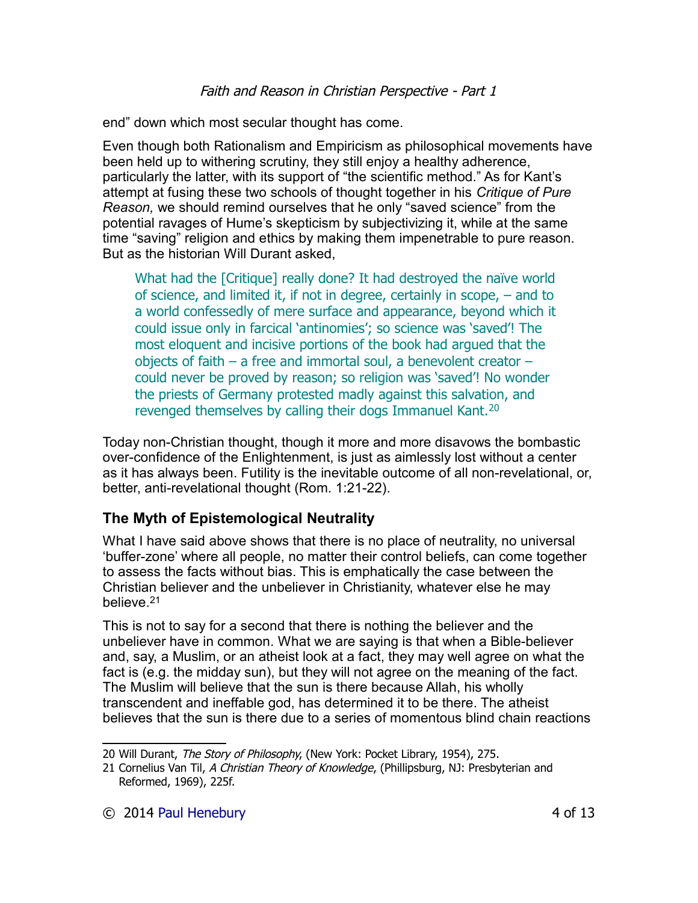end" down which most secular thought has come.

Even though both Rationalism and Empiricism as philosophical movements have been held up to withering scrutiny, they still enjoy a healthy adherence, particularly the latter, with its support of "the scientific method." As for Kant's attempt at fusing these two schools of thought together in his *Critique of Pure Reason,* we should remind ourselves that he only "saved science" from the potential ravages of Hume's skepticism by subjectivizing it, while at the same time "saving" religion and ethics by making them impenetrable to pure reason. But as the historian Will Durant asked,

> What had the [Critique] really done? It had destroyed the naïve world of science, and limited it, if not in degree, certainly in scope, – and to a world confessedly of mere surface and appearance, beyond which it could issue only in farcical 'antinomies'; so science was 'saved'! The most eloquent and incisive portions of the book had argued that the objects of faith – a free and immortal soul, a benevolent creator – could never be proved by reason; so religion was 'saved'! No wonder the priests of Germany protested madly against this salvation, and revenged themselves by calling their dogs Immanuel Kant.[20]

Today non-Christian thought, though it more and more disavows the bombastic over-confidence of the Enlightenment, is just as aimlessly lost without a center as it has always been. Futility is the inevitable outcome of all non-revelational, or, better, anti-revelational thought (Rom. 1:21-22).

## The Myth of Epistemological Neutrality

What I have said above shows that there is no place of neutrality, no universal 'buffer-zone' where all people, no matter their control beliefs, can come together to assess the facts without bias. This is emphatically the case between the Christian believer and the unbeliever in Christianity, whatever else he may believe.[21]

This is not to say for a second that there is nothing the believer and the unbeliever have in common. What we are saying is that when a Bible-believer and, say, a Muslim, or an atheist look at a fact, they may well agree on what the fact is (e.g. the midday sun), but they will not agree on the meaning of the fact. The Muslim will believe that the sun is there because Allah, his wholly transcendent and ineffable god, has determined it to be there. The atheist believes that the sun is there due to a series of momentous blind chain reactions

---

20 Will Durant, *The Story of Philosophy*, (New York: Pocket Library, 1954), 275.

21 Cornelius Van Til, *A Christian Theory of Knowledge*, (Phillipsburg, NJ: Presbyterian and Reformed, 1969), 225f.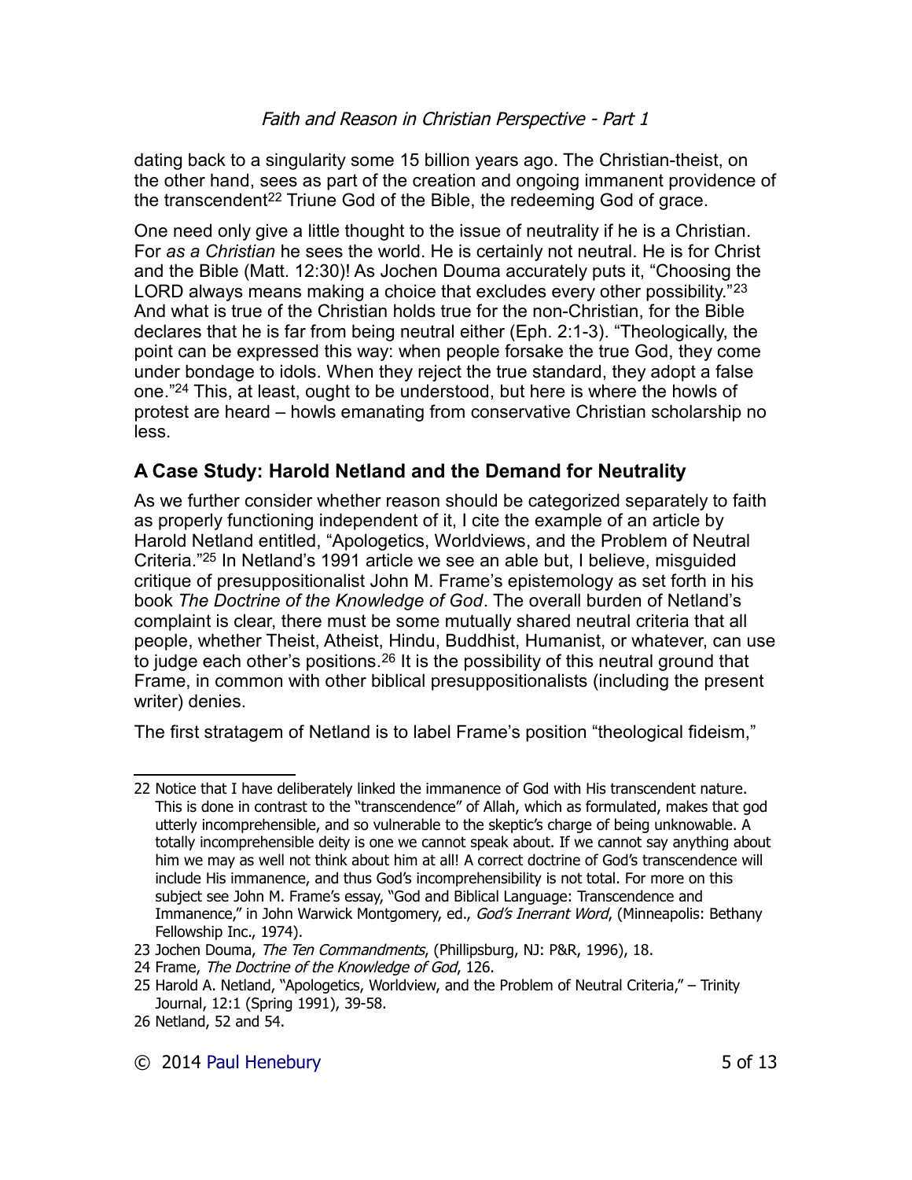dating back to a singularity some 15 billion years ago. The Christian-theist, on the other hand, sees as part of the creation and ongoing immanent providence of the transcendent[22] Triune God of the Bible, the redeeming God of grace.

One need only give a little thought to the issue of neutrality if he is a Christian. For *as a Christian* he sees the world. He is certainly not neutral. He is for Christ and the Bible (Matt. 12:30)! As Jochen Douma accurately puts it, "Choosing the LORD always means making a choice that excludes every other possibility."[23] And what is true of the Christian holds true for the non-Christian, for the Bible declares that he is far from being neutral either (Eph. 2:1-3). "Theologically, the point can be expressed this way: when people forsake the true God, they come under bondage to idols. When they reject the true standard, they adopt a false one."[24] This, at least, ought to be understood, but here is where the howls of protest are heard – howls emanating from conservative Christian scholarship no less.

## A Case Study: Harold Netland and the Demand for Neutrality

As we further consider whether reason should be categorized separately to faith as properly functioning independent of it, I cite the example of an article by Harold Netland entitled, "Apologetics, Worldviews, and the Problem of Neutral Criteria."[25] In Netland's 1991 article we see an able but, I believe, misguided critique of presuppositionalist John M. Frame's epistemology as set forth in his book *The Doctrine of the Knowledge of God*. The overall burden of Netland's complaint is clear, there must be some mutually shared neutral criteria that all people, whether Theist, Atheist, Hindu, Buddhist, Humanist, or whatever, can use to judge each other's positions.[26] It is the possibility of this neutral ground that Frame, in common with other biblical presuppositionalists (including the present writer) denies.

The first stratagem of Netland is to label Frame's position "theological fideism,"

---

22 Notice that I have deliberately linked the immanence of God with His transcendent nature. This is done in contrast to the "transcendence" of Allah, which as formulated, makes that god utterly incomprehensible, and so vulnerable to the skeptic's charge of being unknowable. A totally incomprehensible deity is one we cannot speak about. If we cannot say anything about him we may as well not think about him at all! A correct doctrine of God's transcendence will include His immanence, and thus God's incomprehensibility is not total. For more on this subject see John M. Frame's essay, "God and Biblical Language: Transcendence and Immanence," in John Warwick Montgomery, ed., *God's Inerrant Word*, (Minneapolis: Bethany Fellowship Inc., 1974).

23 Jochen Douma, *The Ten Commandments*, (Phillipsburg, NJ: P&R, 1996), 18.

24 Frame, *The Doctrine of the Knowledge of God*, 126.

25 Harold A. Netland, "Apologetics, Worldview, and the Problem of Neutral Criteria," – Trinity Journal, 12:1 (Spring 1991), 39-58.

26 Netland, 52 and 54.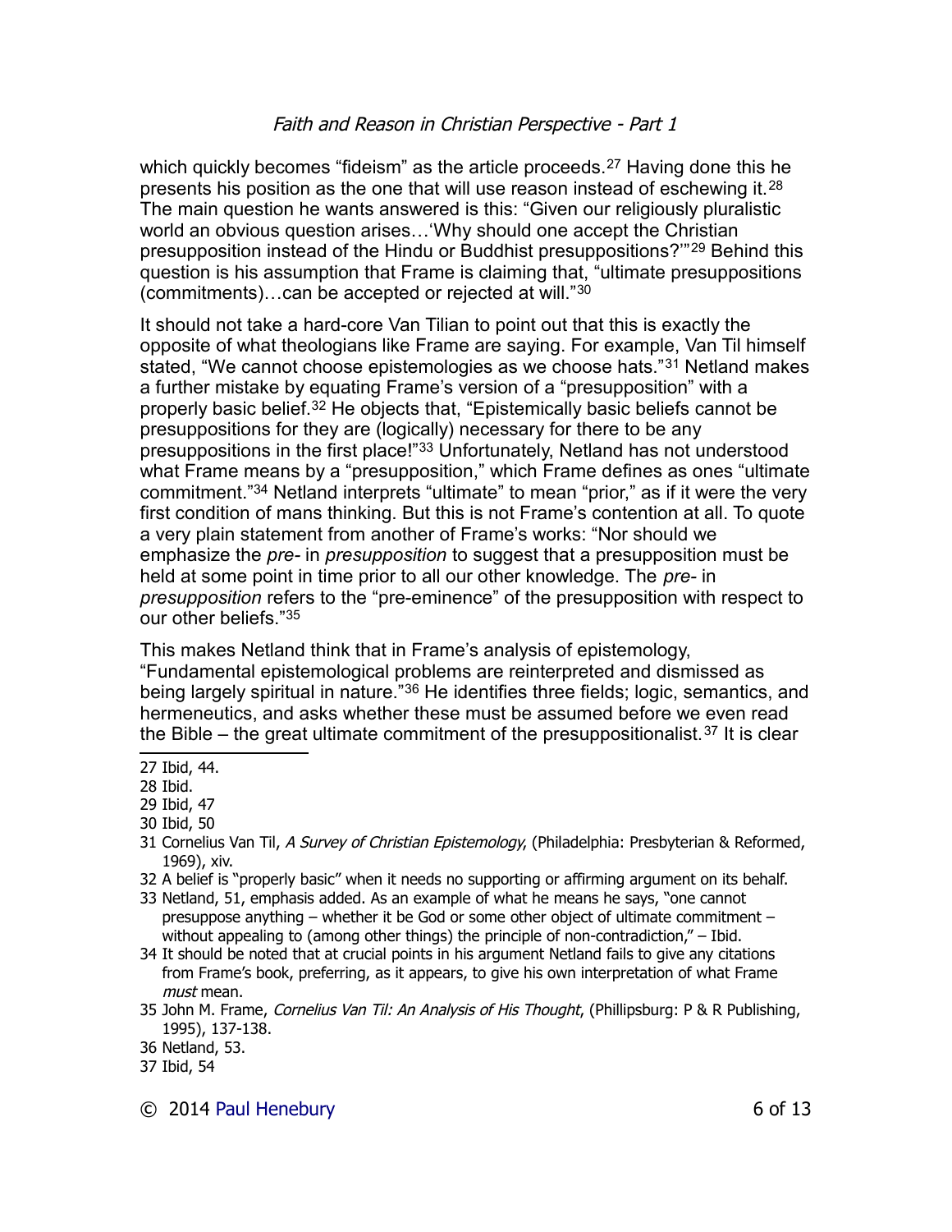which quickly becomes "fideism" as the article proceeds.[27] Having done this he presents his position as the one that will use reason instead of eschewing it.[28] The main question he wants answered is this: "Given our religiously pluralistic world an obvious question arises…'Why should one accept the Christian presupposition instead of the Hindu or Buddhist presuppositions?'"[29] Behind this question is his assumption that Frame is claiming that, "ultimate presuppositions (commitments)…can be accepted or rejected at will."[30]

It should not take a hard-core Van Tilian to point out that this is exactly the opposite of what theologians like Frame are saying. For example, Van Til himself stated, "We cannot choose epistemologies as we choose hats."[31] Netland makes a further mistake by equating Frame's version of a "presupposition" with a properly basic belief.[32] He objects that, "Epistemically basic beliefs cannot be presuppositions for they are (logically) necessary for there to be any presuppositions in the first place!"[33] Unfortunately, Netland has not understood what Frame means by a "presupposition," which Frame defines as ones "ultimate commitment."[34] Netland interprets "ultimate" to mean "prior," as if it were the very first condition of mans thinking. But this is not Frame's contention at all. To quote a very plain statement from another of Frame's works: "Nor should we emphasize the *pre-* in *presupposition* to suggest that a presupposition must be held at some point in time prior to all our other knowledge. The *pre-* in *presupposition* refers to the "pre-eminence" of the presupposition with respect to our other beliefs."[35]

This makes Netland think that in Frame's analysis of epistemology, "Fundamental epistemological problems are reinterpreted and dismissed as being largely spiritual in nature."[36] He identifies three fields; logic, semantics, and hermeneutics, and asks whether these must be assumed before we even read the Bible – the great ultimate commitment of the presuppositionalist.[37] It is clear

---

27 Ibid, 44.

28 Ibid.

29 Ibid, 47

30 Ibid, 50

31 Cornelius Van Til, *A Survey of Christian Epistemology*, (Philadelphia: Presbyterian & Reformed, 1969), xiv.

32 A belief is "properly basic" when it needs no supporting or affirming argument on its behalf.

33 Netland, 51, emphasis added. As an example of what he means he says, "one cannot presuppose anything – whether it be God or some other object of ultimate commitment – without appealing to (among other things) the principle of non-contradiction," – Ibid.

34 It should be noted that at crucial points in his argument Netland fails to give any citations from Frame's book, preferring, as it appears, to give his own interpretation of what Frame *must* mean.

35 John M. Frame, *Cornelius Van Til: An Analysis of His Thought*, (Phillipsburg: P & R Publishing, 1995), 137-138.

36 Netland, 53.

37 Ibid, 54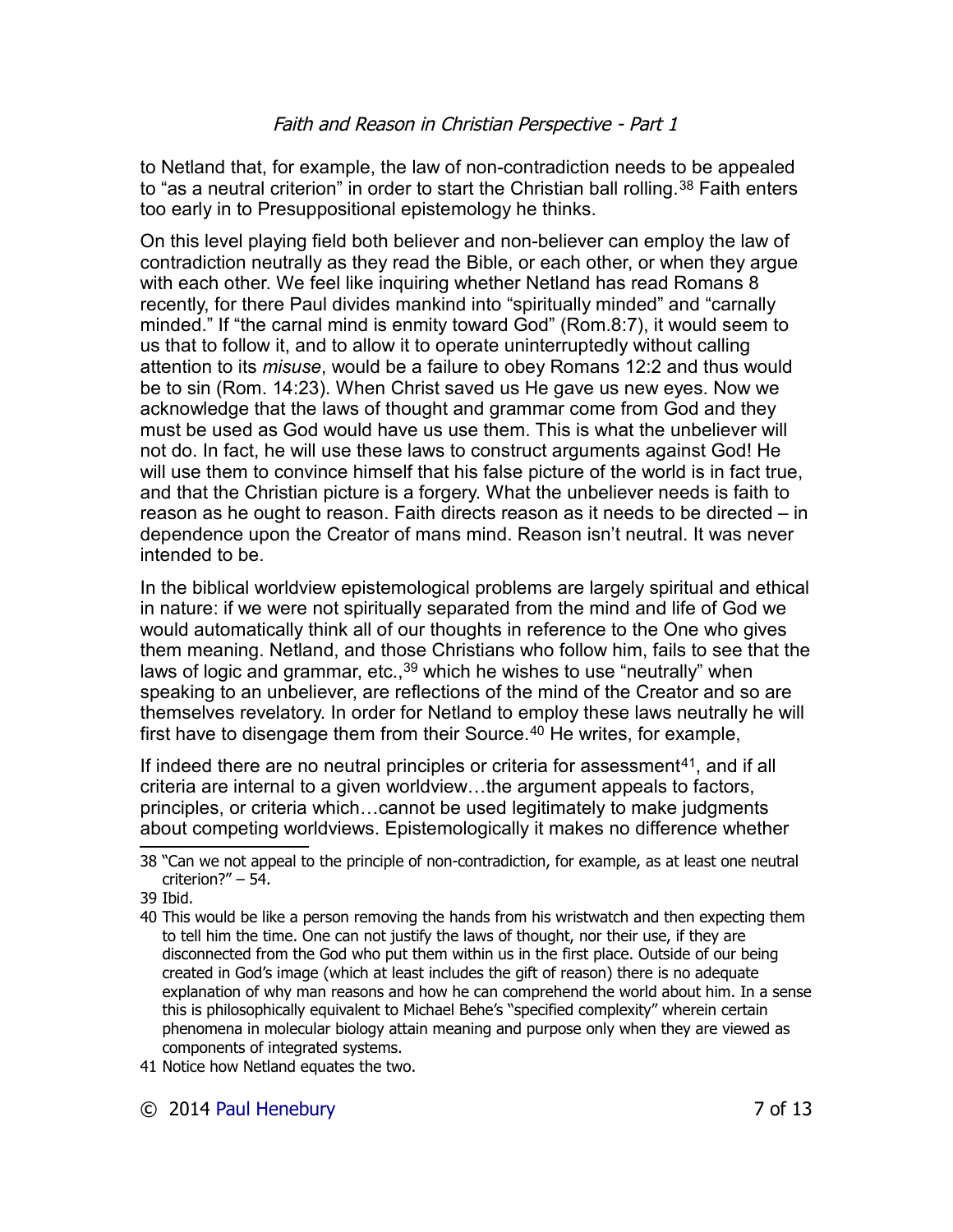to Netland that, for example, the law of non-contradiction needs to be appealed to "as a neutral criterion" in order to start the Christian ball rolling.[38] Faith enters too early in to Presuppositional epistemology he thinks.

On this level playing field both believer and non-believer can employ the law of contradiction neutrally as they read the Bible, or each other, or when they argue with each other. We feel like inquiring whether Netland has read Romans 8 recently, for there Paul divides mankind into "spiritually minded" and "carnally minded." If "the carnal mind is enmity toward God" (Rom.8:7), it would seem to us that to follow it, and to allow it to operate uninterruptedly without calling attention to its *misuse*, would be a failure to obey Romans 12:2 and thus would be to sin (Rom. 14:23). When Christ saved us He gave us new eyes. Now we acknowledge that the laws of thought and grammar come from God and they must be used as God would have us use them. This is what the unbeliever will not do. In fact, he will use these laws to construct arguments against God! He will use them to convince himself that his false picture of the world is in fact true, and that the Christian picture is a forgery. What the unbeliever needs is faith to reason as he ought to reason. Faith directs reason as it needs to be directed – in dependence upon the Creator of mans mind. Reason isn't neutral. It was never intended to be.

In the biblical worldview epistemological problems are largely spiritual and ethical in nature: if we were not spiritually separated from the mind and life of God we would automatically think all of our thoughts in reference to the One who gives them meaning. Netland, and those Christians who follow him, fails to see that the laws of logic and grammar, etc.,[39] which he wishes to use "neutrally" when speaking to an unbeliever, are reflections of the mind of the Creator and so are themselves revelatory. In order for Netland to employ these laws neutrally he will first have to disengage them from their Source.[40] He writes, for example,

If indeed there are no neutral principles or criteria for assessment[41], and if all criteria are internal to a given worldview…the argument appeals to factors, principles, or criteria which…cannot be used legitimately to make judgments about competing worldviews. Epistemologically it makes no difference whether

---

38 "Can we not appeal to the principle of non-contradiction, for example, as at least one neutral criterion?" – 54.

39 Ibid.

40 This would be like a person removing the hands from his wristwatch and then expecting them to tell him the time. One can not justify the laws of thought, nor their use, if they are disconnected from the God who put them within us in the first place. Outside of our being created in God's image (which at least includes the gift of reason) there is no adequate explanation of why man reasons and how he can comprehend the world about him. In a sense this is philosophically equivalent to Michael Behe's "specified complexity" wherein certain phenomena in molecular biology attain meaning and purpose only when they are viewed as components of integrated systems.

41 Notice how Netland equates the two.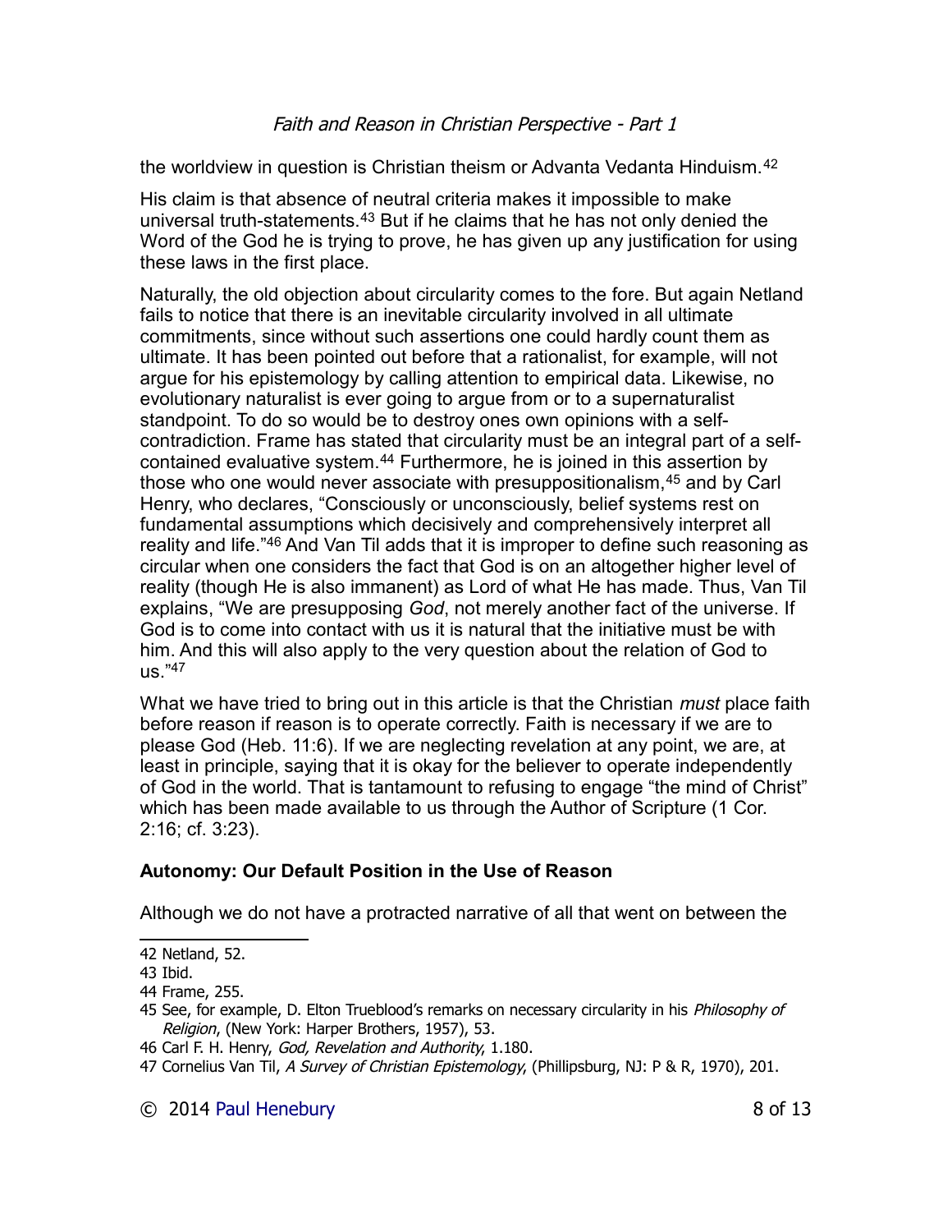the worldview in question is Christian theism or Advanta Vedanta Hinduism.[42]

His claim is that absence of neutral criteria makes it impossible to make universal truth-statements.[43] But if he claims that he has not only denied the Word of the God he is trying to prove, he has given up any justification for using these laws in the first place.

Naturally, the old objection about circularity comes to the fore. But again Netland fails to notice that there is an inevitable circularity involved in all ultimate commitments, since without such assertions one could hardly count them as ultimate. It has been pointed out before that a rationalist, for example, will not argue for his epistemology by calling attention to empirical data. Likewise, no evolutionary naturalist is ever going to argue from or to a supernaturalist standpoint. To do so would be to destroy ones own opinions with a self-contradiction. Frame has stated that circularity must be an integral part of a self-contained evaluative system.[44] Furthermore, he is joined in this assertion by those who one would never associate with presuppositionalism,[45] and by Carl Henry, who declares, "Consciously or unconsciously, belief systems rest on fundamental assumptions which decisively and comprehensively interpret all reality and life."[46] And Van Til adds that it is improper to define such reasoning as circular when one considers the fact that God is on an altogether higher level of reality (though He is also immanent) as Lord of what He has made. Thus, Van Til explains, "We are presupposing *God*, not merely another fact of the universe. If God is to come into contact with us it is natural that the initiative must be with him. And this will also apply to the very question about the relation of God to us."[47]

What we have tried to bring out in this article is that the Christian *must* place faith before reason if reason is to operate correctly. Faith is necessary if we are to please God (Heb. 11:6). If we are neglecting revelation at any point, we are, at least in principle, saying that it is okay for the believer to operate independently of God in the world. That is tantamount to refusing to engage "the mind of Christ" which has been made available to us through the Author of Scripture (1 Cor. 2:16; cf. 3:23).

## Autonomy: Our Default Position in the Use of Reason

Although we do not have a protracted narrative of all that went on between the

---

42 Netland, 52.

43 Ibid.

44 Frame, 255.

45 See, for example, D. Elton Trueblood's remarks on necessary circularity in his *Philosophy of Religion*, (New York: Harper Brothers, 1957), 53.

46 Carl F. H. Henry, *God, Revelation and Authority*, 1.180.

47 Cornelius Van Til, *A Survey of Christian Epistemology*, (Phillipsburg, NJ: P & R, 1970), 201.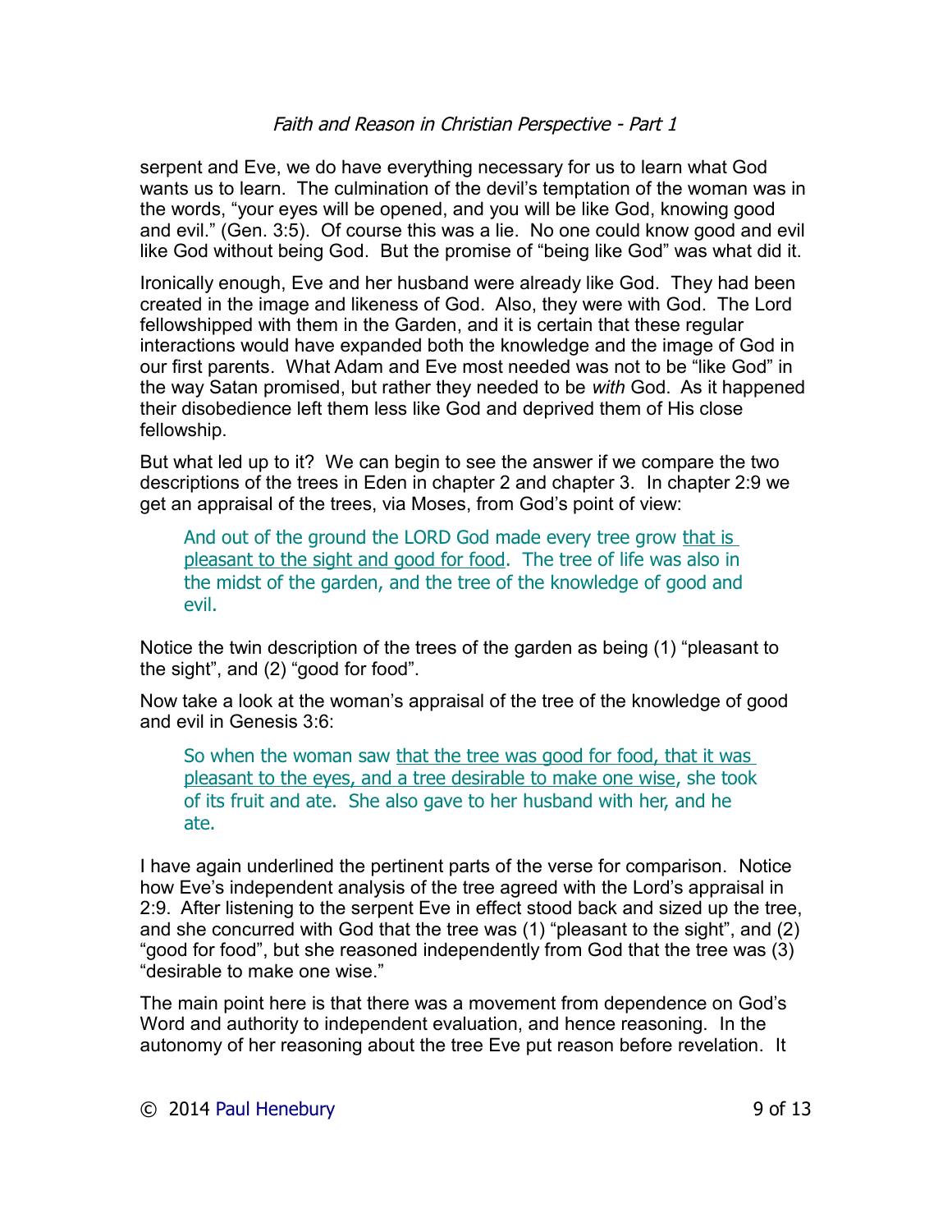serpent and Eve, we do have everything necessary for us to learn what God wants us to learn. The culmination of the devil's temptation of the woman was in the words, "your eyes will be opened, and you will be like God, knowing good and evil." (Gen. 3:5). Of course this was a lie. No one could know good and evil like God without being God. But the promise of "being like God" was what did it.

Ironically enough, Eve and her husband were already like God. They had been created in the image and likeness of God. Also, they were with God. The Lord fellowshipped with them in the Garden, and it is certain that these regular interactions would have expanded both the knowledge and the image of God in our first parents. What Adam and Eve most needed was not to be "like God" in the way Satan promised, but rather they needed to be *with* God. As it happened their disobedience left them less like God and deprived them of His close fellowship.

But what led up to it? We can begin to see the answer if we compare the two descriptions of the trees in Eden in chapter 2 and chapter 3. In chapter 2:9 we get an appraisal of the trees, via Moses, from God's point of view:

> And out of the ground the LORD God made every tree grow <u>that is pleasant to the sight and good for food</u>. The tree of life was also in the midst of the garden, and the tree of the knowledge of good and evil.

Notice the twin description of the trees of the garden as being (1) "pleasant to the sight", and (2) "good for food".

Now take a look at the woman's appraisal of the tree of the knowledge of good and evil in Genesis 3:6:

> So when the woman saw <u>that the tree was good for food, that it was pleasant to the eyes, and a tree desirable to make one wise</u>, she took of its fruit and ate. She also gave to her husband with her, and he ate.

I have again underlined the pertinent parts of the verse for comparison. Notice how Eve's independent analysis of the tree agreed with the Lord's appraisal in 2:9. After listening to the serpent Eve in effect stood back and sized up the tree, and she concurred with God that the tree was (1) "pleasant to the sight", and (2) "good for food", but she reasoned independently from God that the tree was (3) "desirable to make one wise."

The main point here is that there was a movement from dependence on God's Word and authority to independent evaluation, and hence reasoning. In the autonomy of her reasoning about the tree Eve put reason before revelation. It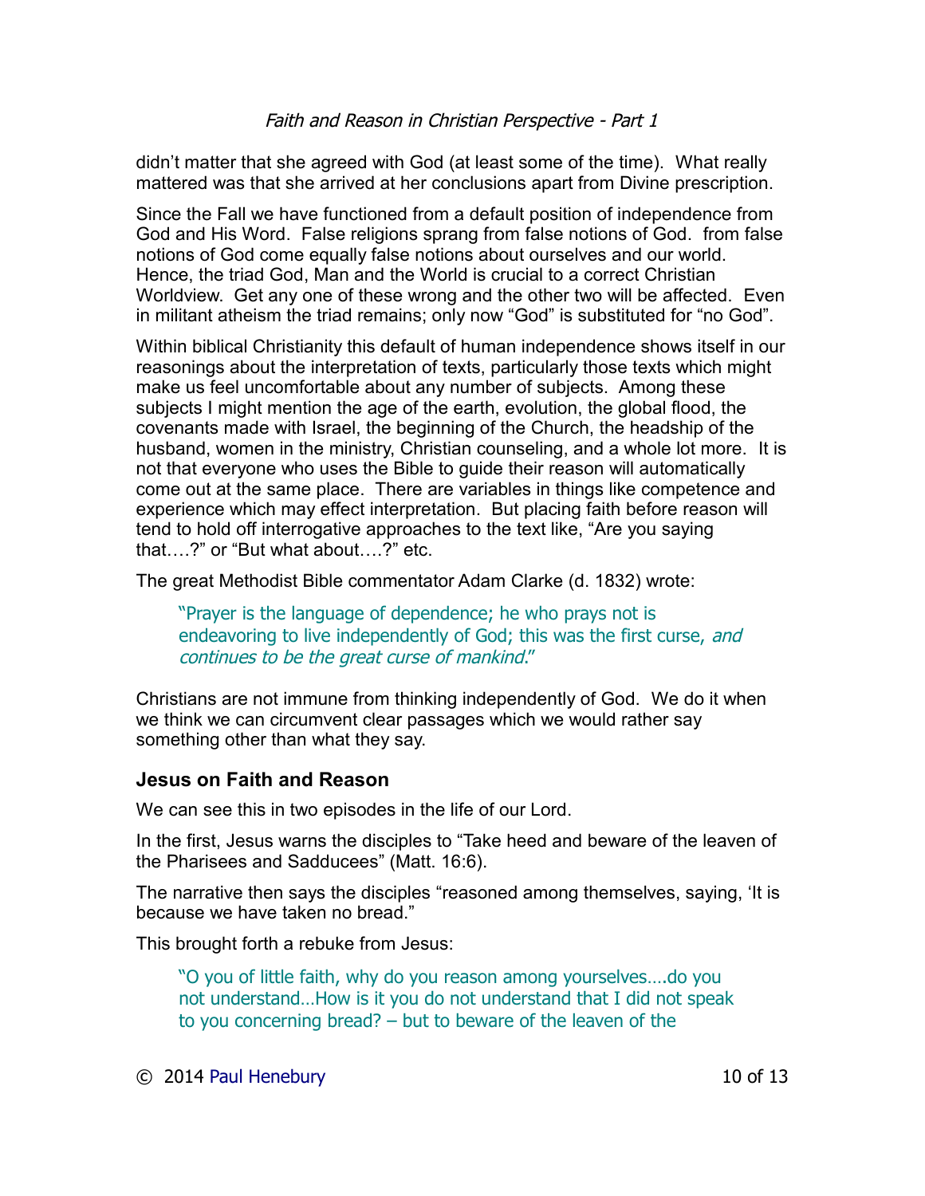didn't matter that she agreed with God (at least some of the time). What really mattered was that she arrived at her conclusions apart from Divine prescription.

Since the Fall we have functioned from a default position of independence from God and His Word. False religions sprang from false notions of God. from false notions of God come equally false notions about ourselves and our world. Hence, the triad God, Man and the World is crucial to a correct Christian Worldview. Get any one of these wrong and the other two will be affected. Even in militant atheism the triad remains; only now "God" is substituted for "no God".

Within biblical Christianity this default of human independence shows itself in our reasonings about the interpretation of texts, particularly those texts which might make us feel uncomfortable about any number of subjects. Among these subjects I might mention the age of the earth, evolution, the global flood, the covenants made with Israel, the beginning of the Church, the headship of the husband, women in the ministry, Christian counseling, and a whole lot more. It is not that everyone who uses the Bible to guide their reason will automatically come out at the same place. There are variables in things like competence and experience which may effect interpretation. But placing faith before reason will tend to hold off interrogative approaches to the text like, "Are you saying that….?" or "But what about….?" etc.

The great Methodist Bible commentator Adam Clarke (d. 1832) wrote:

> "Prayer is the language of dependence; he who prays not is endeavoring to live independently of God; this was the first curse, *and continues to be the great curse of mankind*."

Christians are not immune from thinking independently of God. We do it when we think we can circumvent clear passages which we would rather say something other than what they say.

### Jesus on Faith and Reason

We can see this in two episodes in the life of our Lord.

In the first, Jesus warns the disciples to "Take heed and beware of the leaven of the Pharisees and Sadducees" (Matt. 16:6).

The narrative then says the disciples "reasoned among themselves, saying, 'It is because we have taken no bread."

This brought forth a rebuke from Jesus:

> "O you of little faith, why do you reason among yourselves….do you not understand…How is it you do not understand that I did not speak to you concerning bread? – but to beware of the leaven of the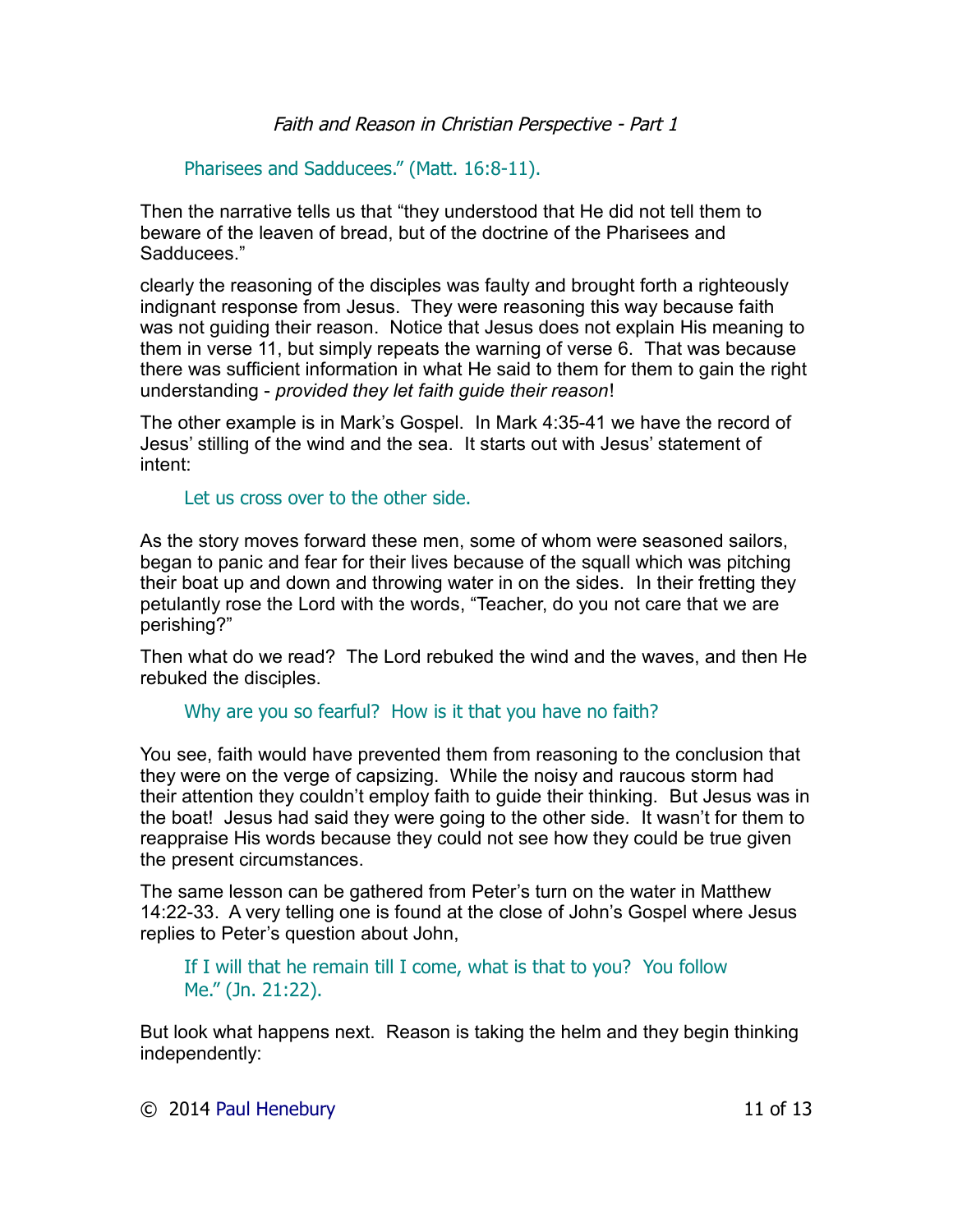> Pharisees and Sadducees." (Matt. 16:8-11).

Then the narrative tells us that "they understood that He did not tell them to beware of the leaven of bread, but of the doctrine of the Pharisees and Sadducees."

clearly the reasoning of the disciples was faulty and brought forth a righteously indignant response from Jesus. They were reasoning this way because faith was not guiding their reason. Notice that Jesus does not explain His meaning to them in verse 11, but simply repeats the warning of verse 6. That was because there was sufficient information in what He said to them for them to gain the right understanding - *provided they let faith guide their reason*!

The other example is in Mark's Gospel. In Mark 4:35-41 we have the record of Jesus' stilling of the wind and the sea. It starts out with Jesus' statement of intent:

> Let us cross over to the other side.

As the story moves forward these men, some of whom were seasoned sailors, began to panic and fear for their lives because of the squall which was pitching their boat up and down and throwing water in on the sides. In their fretting they petulantly rose the Lord with the words, "Teacher, do you not care that we are perishing?"

Then what do we read? The Lord rebuked the wind and the waves, and then He rebuked the disciples.

> Why are you so fearful? How is it that you have no faith?

You see, faith would have prevented them from reasoning to the conclusion that they were on the verge of capsizing. While the noisy and raucous storm had their attention they couldn't employ faith to guide their thinking. But Jesus was in the boat! Jesus had said they were going to the other side. It wasn't for them to reappraise His words because they could not see how they could be true given the present circumstances.

The same lesson can be gathered from Peter's turn on the water in Matthew 14:22-33. A very telling one is found at the close of John's Gospel where Jesus replies to Peter's question about John,

> If I will that he remain till I come, what is that to you? You follow Me." (Jn. 21:22).

But look what happens next. Reason is taking the helm and they begin thinking independently: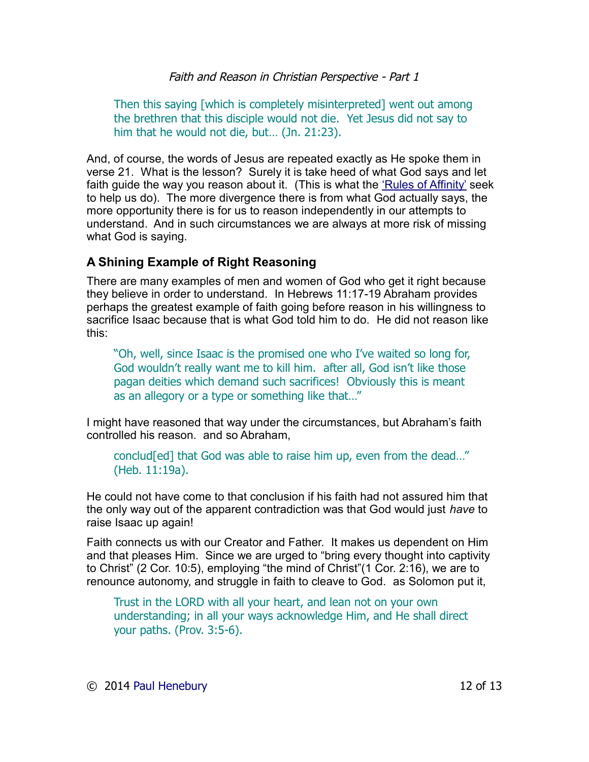> Then this saying [which is completely misinterpreted] went out among the brethren that this disciple would not die. Yet Jesus did not say to him that he would not die, but… (Jn. 21:23).

And, of course, the words of Jesus are repeated exactly as He spoke them in verse 21. What is the lesson? Surely it is take heed of what God says and let faith guide the way you reason about it. (This is what the 'Rules of Affinity' seek to help us do). The more divergence there is from what God actually says, the more opportunity there is for us to reason independently in our attempts to understand. And in such circumstances we are always at more risk of missing what God is saying.

### A Shining Example of Right Reasoning

There are many examples of men and women of God who get it right because they believe in order to understand. In Hebrews 11:17-19 Abraham provides perhaps the greatest example of faith going before reason in his willingness to sacrifice Isaac because that is what God told him to do. He did not reason like this:

> "Oh, well, since Isaac is the promised one who I've waited so long for, God wouldn't really want me to kill him. after all, God isn't like those pagan deities which demand such sacrifices! Obviously this is meant as an allegory or a type or something like that…"

I might have reasoned that way under the circumstances, but Abraham's faith controlled his reason. and so Abraham,

> conclud[ed] that God was able to raise him up, even from the dead…" (Heb. 11:19a).

He could not have come to that conclusion if his faith had not assured him that the only way out of the apparent contradiction was that God would just *have* to raise Isaac up again!

Faith connects us with our Creator and Father. It makes us dependent on Him and that pleases Him. Since we are urged to "bring every thought into captivity to Christ" (2 Cor. 10:5), employing "the mind of Christ"(1 Cor. 2:16), we are to renounce autonomy, and struggle in faith to cleave to God. as Solomon put it,

> Trust in the LORD with all your heart, and lean not on your own understanding; in all your ways acknowledge Him, and He shall direct your paths. (Prov. 3:5-6).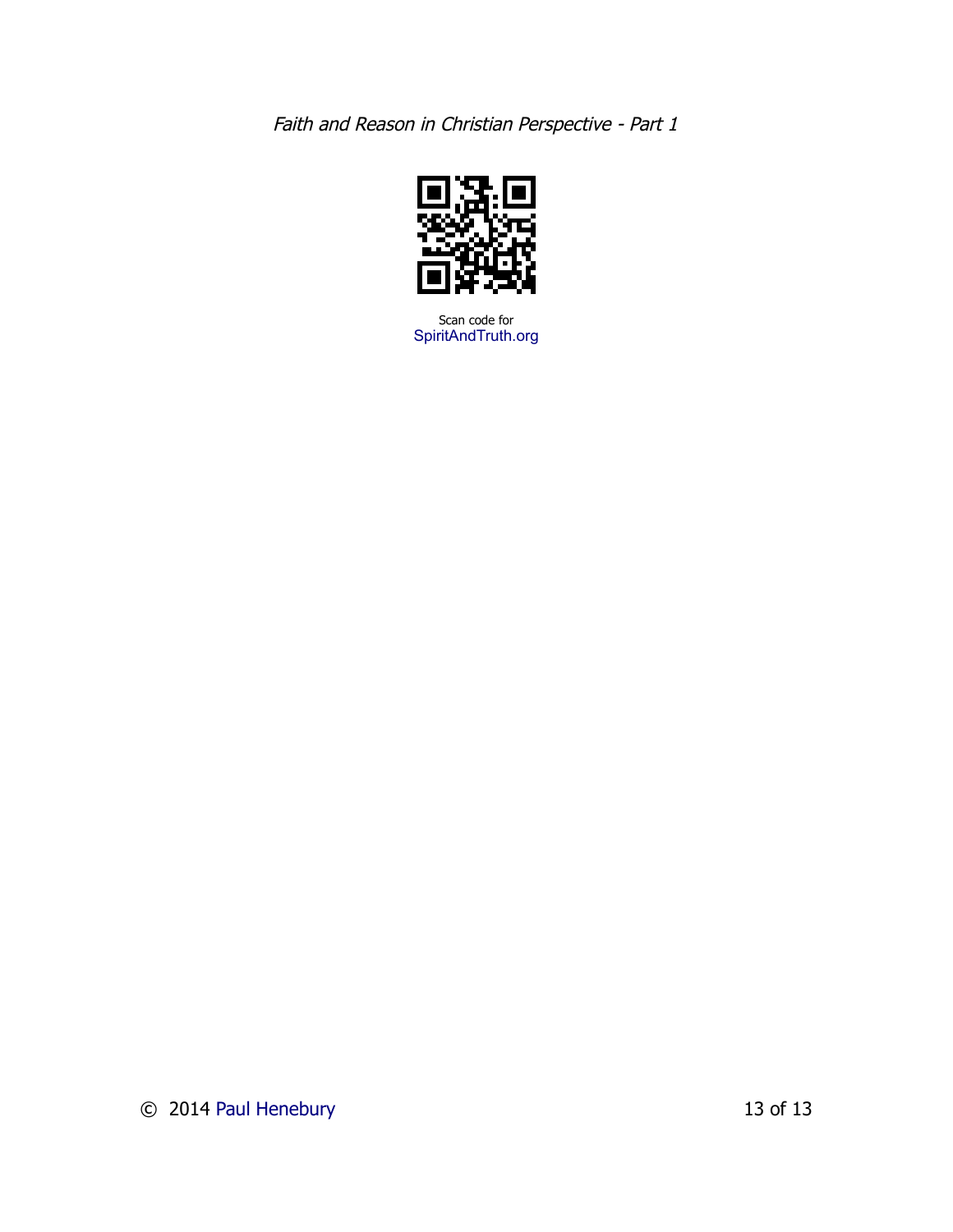Scan code for
SpiritAndTruth.org